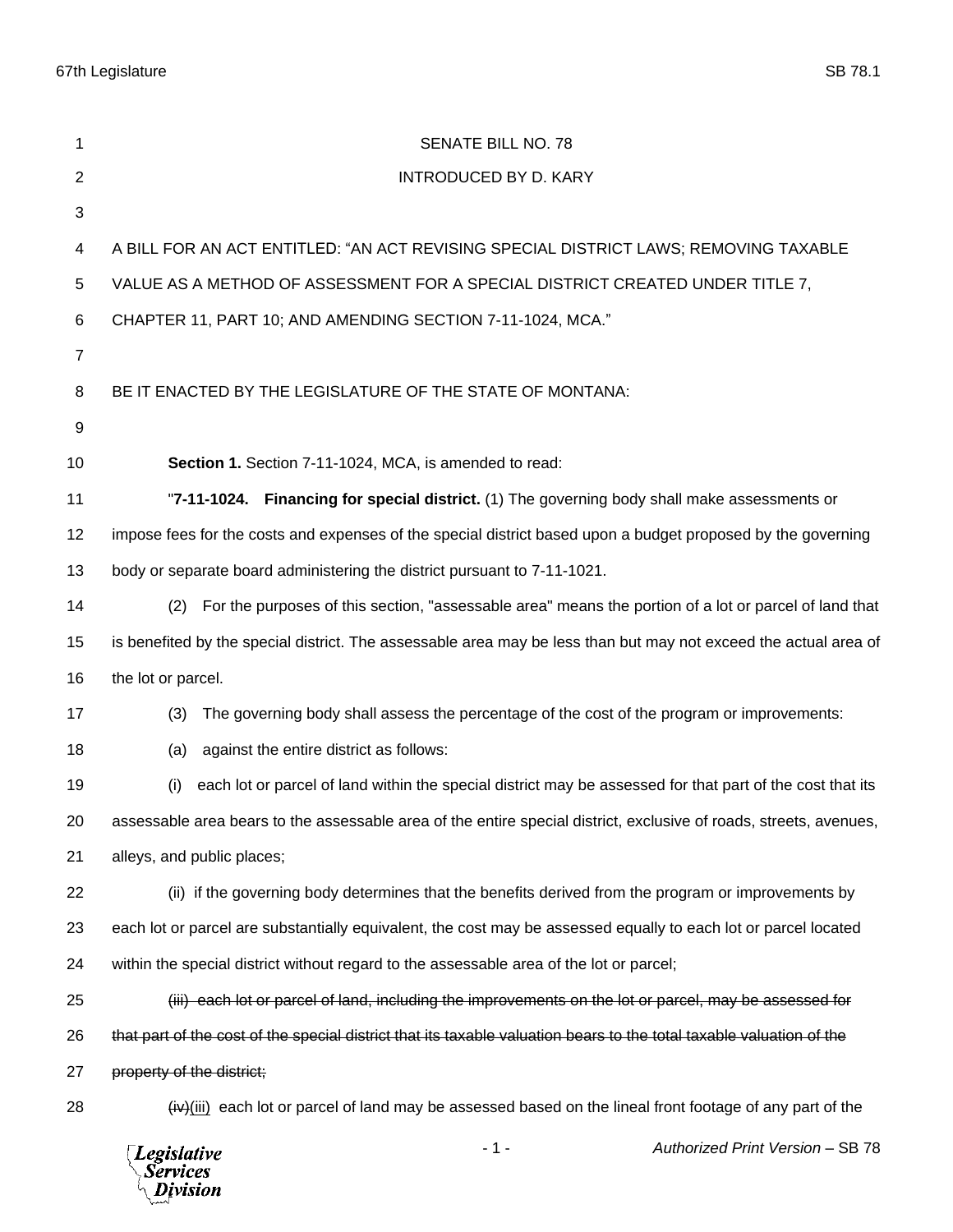SENATE BILL NO. 78

INTRODUCED BY D. KARY

A BILL FOR AN ACT ENTITLED: "AN ACT REVISING SPECIAL DISTRICT LAWS; REMOVING TAXABLE VALUE AS A METHOD OF ASSESSMENT FOR A SPECIAL DISTRICT CREATED UNDER TITLE 7, CHAPTER 11, PART 10; AND AMENDING SECTION 7-11-1024, MCA."

BE IT ENACTED BY THE LEGISLATURE OF THE STATE OF MONTANA:

**Section 1.** Section 7-11-1024, MCA, is amended to read:

"**7-11-1024. Financing for special district.** (1) The governing body shall make assessments or impose fees for the costs and expenses of the special district based upon a budget proposed by the governing body or separate board administering the district pursuant to 7-11-1021.

(2) For the purposes of this section, "assessable area" means the portion of a lot or parcel of land that is benefited by the special district. The assessable area may be less than but may not exceed the actual area of the lot or parcel.

(3) The governing body shall assess the percentage of the cost of the program or improvements:

(a) against the entire district as follows:

(i) each lot or parcel of land within the special district may be assessed for that part of the cost that its assessable area bears to the assessable area of the entire special district, exclusive of roads, streets, avenues, alleys, and public places;

(ii) if the governing body determines that the benefits derived from the program or improvements by each lot or parcel are substantially equivalent, the cost may be assessed equally to each lot or parcel located within the special district without regard to the assessable area of the lot or parcel;

~~(iii) each lot or parcel of land, including the improvements on the lot or parcel, may be assessed for that part of the cost of the special district that its taxable valuation bears to the total taxable valuation of the property of the district;~~

~~(iv)~~(iii) each lot or parcel of land may be assessed based on the lineal front footage of any part of the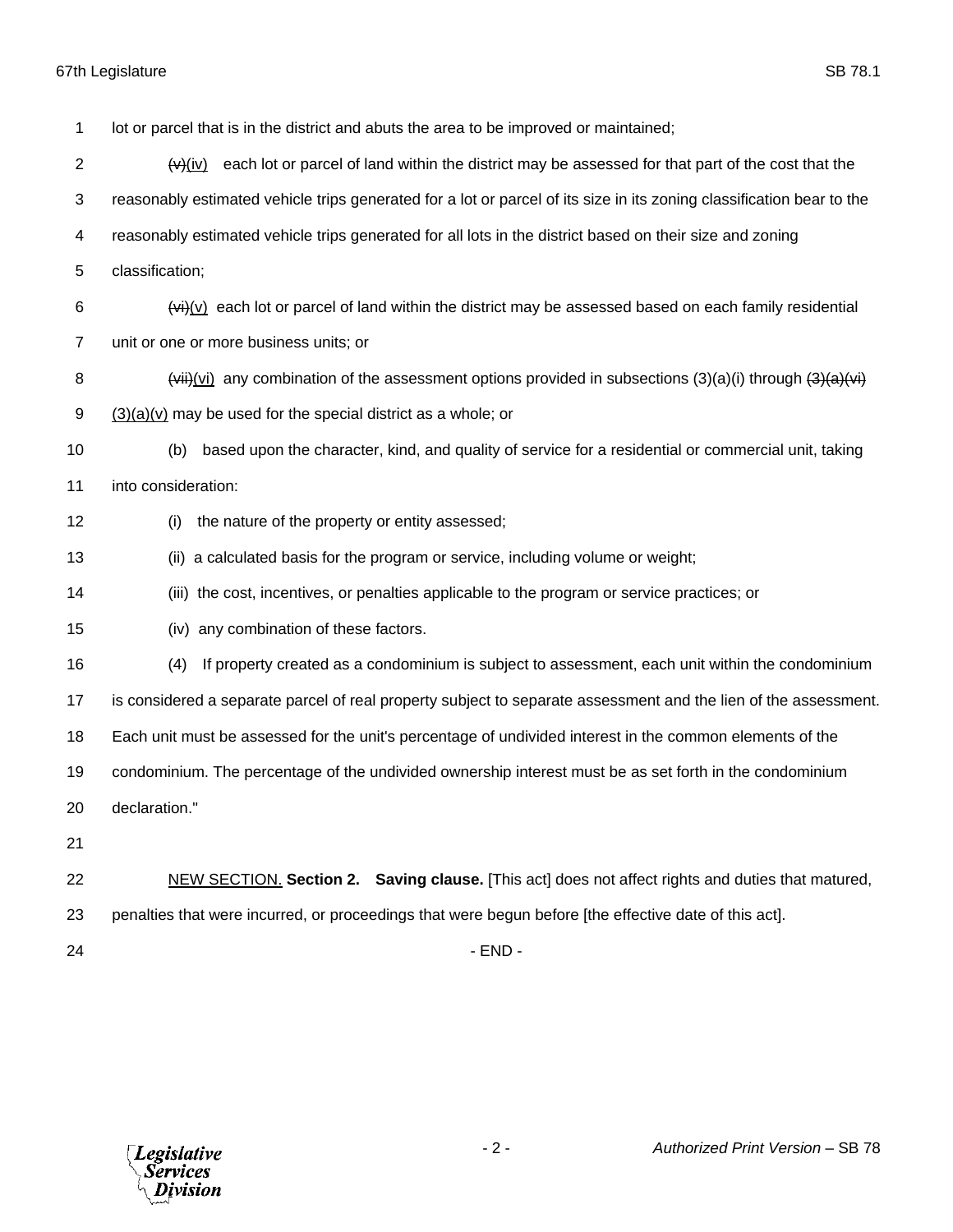lot or parcel that is in the district and abuts the area to be improved or maintained;

~~(v)~~(iv) each lot or parcel of land within the district may be assessed for that part of the cost that the reasonably estimated vehicle trips generated for a lot or parcel of its size in its zoning classification bear to the reasonably estimated vehicle trips generated for all lots in the district based on their size and zoning classification;

~~(vi)~~(v) each lot or parcel of land within the district may be assessed based on each family residential unit or one or more business units; or

~~(vii)~~(vi) any combination of the assessment options provided in subsections (3)(a)(i) through ~~(3)(a)(vi)~~ (3)(a)(v) may be used for the special district as a whole; or

(b) based upon the character, kind, and quality of service for a residential or commercial unit, taking into consideration:

(i) the nature of the property or entity assessed;

(ii) a calculated basis for the program or service, including volume or weight;

(iii) the cost, incentives, or penalties applicable to the program or service practices; or

(iv) any combination of these factors.

(4) If property created as a condominium is subject to assessment, each unit within the condominium is considered a separate parcel of real property subject to separate assessment and the lien of the assessment. Each unit must be assessed for the unit's percentage of undivided interest in the common elements of the condominium. The percentage of the undivided ownership interest must be as set forth in the condominium declaration."

NEW SECTION. **Section 2. Saving clause.** [This act] does not affect rights and duties that matured, penalties that were incurred, or proceedings that were begun before [the effective date of this act].

- END -